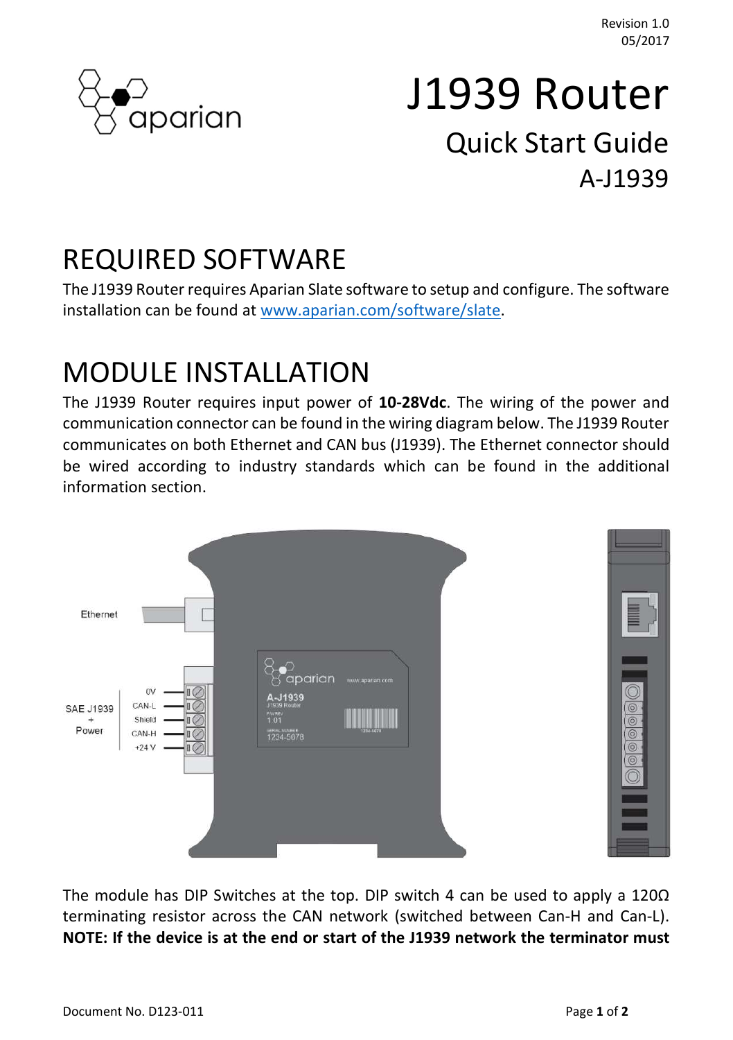Revision 1.0
05/2017

# J1939 Router

## Quick Start Guide

## A-J1939

# REQUIRED SOFTWARE

The J1939 Router requires Aparian Slate software to setup and configure. The software installation can be found at www.aparian.com/software/slate.

# MODULE INSTALLATION

The J1939 Router requires input power of **10-28Vdc**. The wiring of the power and communication connector can be found in the wiring diagram below. The J1939 Router communicates on both Ethernet and CAN bus (J1939). The Ethernet connector should be wired according to industry standards which can be found in the additional information section.

The module has DIP Switches at the top. DIP switch 4 can be used to apply a 120Ω terminating resistor across the CAN network (switched between Can-H and Can-L). **NOTE: If the device is at the end or start of the J1939 network the terminator must**

Document No. D123-011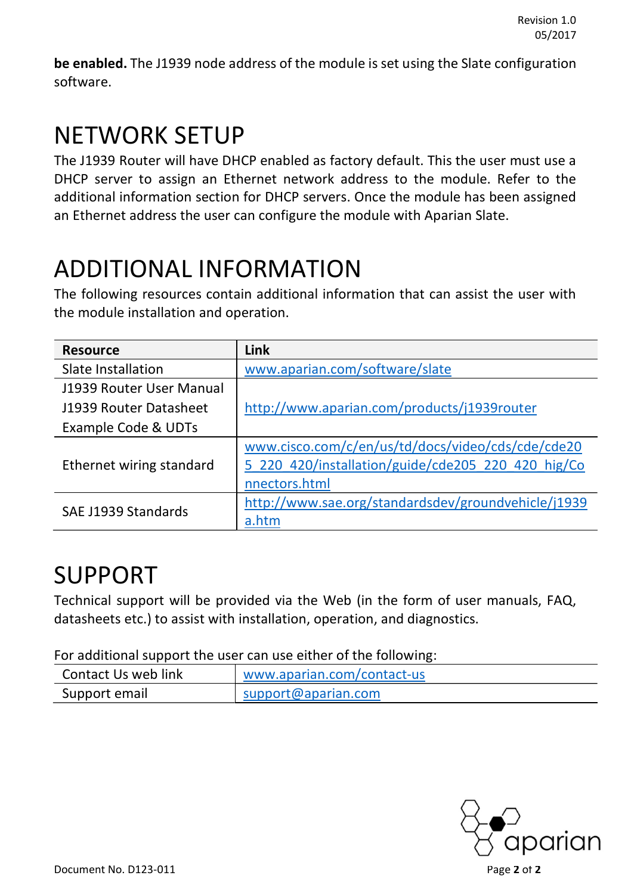**be enabled.** The J1939 node address of the module is set using the Slate configuration software.

# NETWORK SETUP

The J1939 Router will have DHCP enabled as factory default. This the user must use a DHCP server to assign an Ethernet network address to the module. Refer to the additional information section for DHCP servers. Once the module has been assigned an Ethernet address the user can configure the module with Aparian Slate.

# ADDITIONAL INFORMATION

The following resources contain additional information that can assist the user with the module installation and operation.

| Resource | Link |
|---|---|
| Slate Installation | www.aparian.com/software/slate |
| J1939 Router User Manual<br>J1939 Router Datasheet<br>Example Code & UDTs | http://www.aparian.com/products/j1939router |
| Ethernet wiring standard | www.cisco.com/c/en/us/td/docs/video/cds/cde/cde205_220_420/installation/guide/cde205_220_420_hig/Connectors.html |
| SAE J1939 Standards | http://www.sae.org/standardsdev/groundvehicle/j1939a.htm |

# SUPPORT

Technical support will be provided via the Web (in the form of user manuals, FAQ, datasheets etc.) to assist with installation, operation, and diagnostics.

For additional support the user can use either of the following:

| | |
|---|---|
| Contact Us web link | www.aparian.com/contact-us |
| Support email | support@aparian.com |

Document No. D123-011